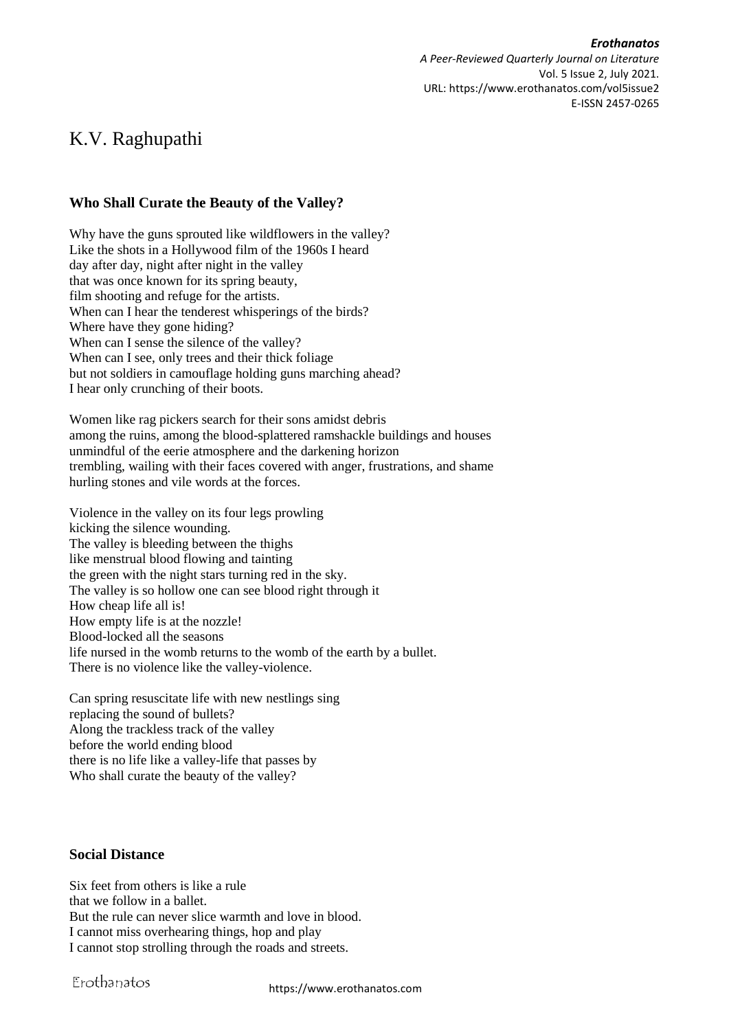# K.V. Raghupathi

### Who Shall Curate the Beauty of the Valley?

Why have the guns sprouted like wildflowers in the valley?  
Like the shots in a Hollywood film of the 1960s I heard  
day after day, night after night in the valley  
that was once known for its spring beauty,  
film shooting and refuge for the artists.  
When can I hear the tenderest whisperings of the birds?  
Where have they gone hiding?  
When can I sense the silence of the valley?  
When can I see, only trees and their thick foliage  
but not soldiers in camouflage holding guns marching ahead?  
I hear only crunching of their boots.

Women like rag pickers search for their sons amidst debris  
among the ruins, among the blood-splattered ramshackle buildings and houses  
unmindful of the eerie atmosphere and the darkening horizon  
trembling, wailing with their faces covered with anger, frustrations, and shame  
hurling stones and vile words at the forces.

Violence in the valley on its four legs prowling  
kicking the silence wounding.  
The valley is bleeding between the thighs  
like menstrual blood flowing and tainting  
the green with the night stars turning red in the sky.  
The valley is so hollow one can see blood right through it  
How cheap life all is!  
How empty life is at the nozzle!  
Blood-locked all the seasons  
life nursed in the womb returns to the womb of the earth by a bullet.  
There is no violence like the valley-violence.

Can spring resuscitate life with new nestlings sing  
replacing the sound of bullets?  
Along the trackless track of the valley  
before the world ending blood  
there is no life like a valley-life that passes by  
Who shall curate the beauty of the valley?

### Social Distance

Six feet from others is like a rule  
that we follow in a ballet.  
But the rule can never slice warmth and love in blood.  
I cannot miss overhearing things, hop and play  
I cannot stop strolling through the roads and streets.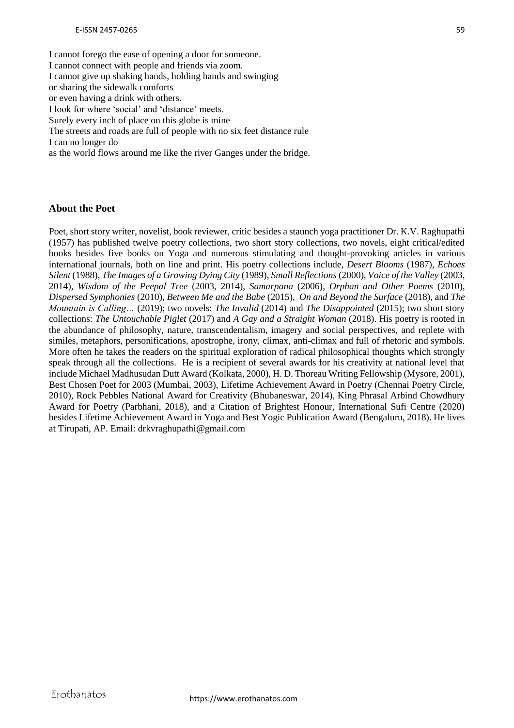I cannot forego the ease of opening a door for someone.
I cannot connect with people and friends via zoom.
I cannot give up shaking hands, holding hands and swinging
or sharing the sidewalk comforts
or even having a drink with others.
I look for where 'social' and 'distance' meets.
Surely every inch of place on this globe is mine
The streets and roads are full of people with no six feet distance rule
I can no longer do
as the world flows around me like the river Ganges under the bridge.

## About the Poet

Poet, short story writer, novelist, book reviewer, critic besides a staunch yoga practitioner Dr. K.V. Raghupathi (1957) has published twelve poetry collections, two short story collections, two novels, eight critical/edited books besides five books on Yoga and numerous stimulating and thought-provoking articles in various international journals, both on line and print. His poetry collections include, *Desert Blooms* (1987), *Echoes Silent* (1988), *The Images of a Growing Dying City* (1989), *Small Reflections* (2000), *Voice of the Valley* (2003, 2014), *Wisdom of the Peepal Tree* (2003, 2014), *Samarpana* (2006), *Orphan and Other Poems* (2010), *Dispersed Symphonies* (2010), *Between Me and the Babe* (2015), *On and Beyond the Surface* (2018), and *The Mountain is Calling…* (2019); two novels: *The Invalid* (2014) and *The Disappointed* (2015); two short story collections: *The Untouchable Piglet* (2017) and *A Gay and a Straight Woman* (2018). His poetry is rooted in the abundance of philosophy, nature, transcendentalism, imagery and social perspectives, and replete with similes, metaphors, personifications, apostrophe, irony, climax, anti-climax and full of rhetoric and symbols. More often he takes the readers on the spiritual exploration of radical philosophical thoughts which strongly speak through all the collections. He is a recipient of several awards for his creativity at national level that include Michael Madhusudan Dutt Award (Kolkata, 2000), H. D. Thoreau Writing Fellowship (Mysore, 2001), Best Chosen Poet for 2003 (Mumbai, 2003), Lifetime Achievement Award in Poetry (Chennai Poetry Circle, 2010), Rock Pebbles National Award for Creativity (Bhubaneswar, 2014), King Phrasal Arbind Chowdhury Award for Poetry (Parbhani, 2018), and a Citation of Brightest Honour, International Sufi Centre (2020) besides Lifetime Achievement Award in Yoga and Best Yogic Publication Award (Bengaluru, 2018). He lives at Tirupati, AP. Email: drkvraghupathi@gmail.com